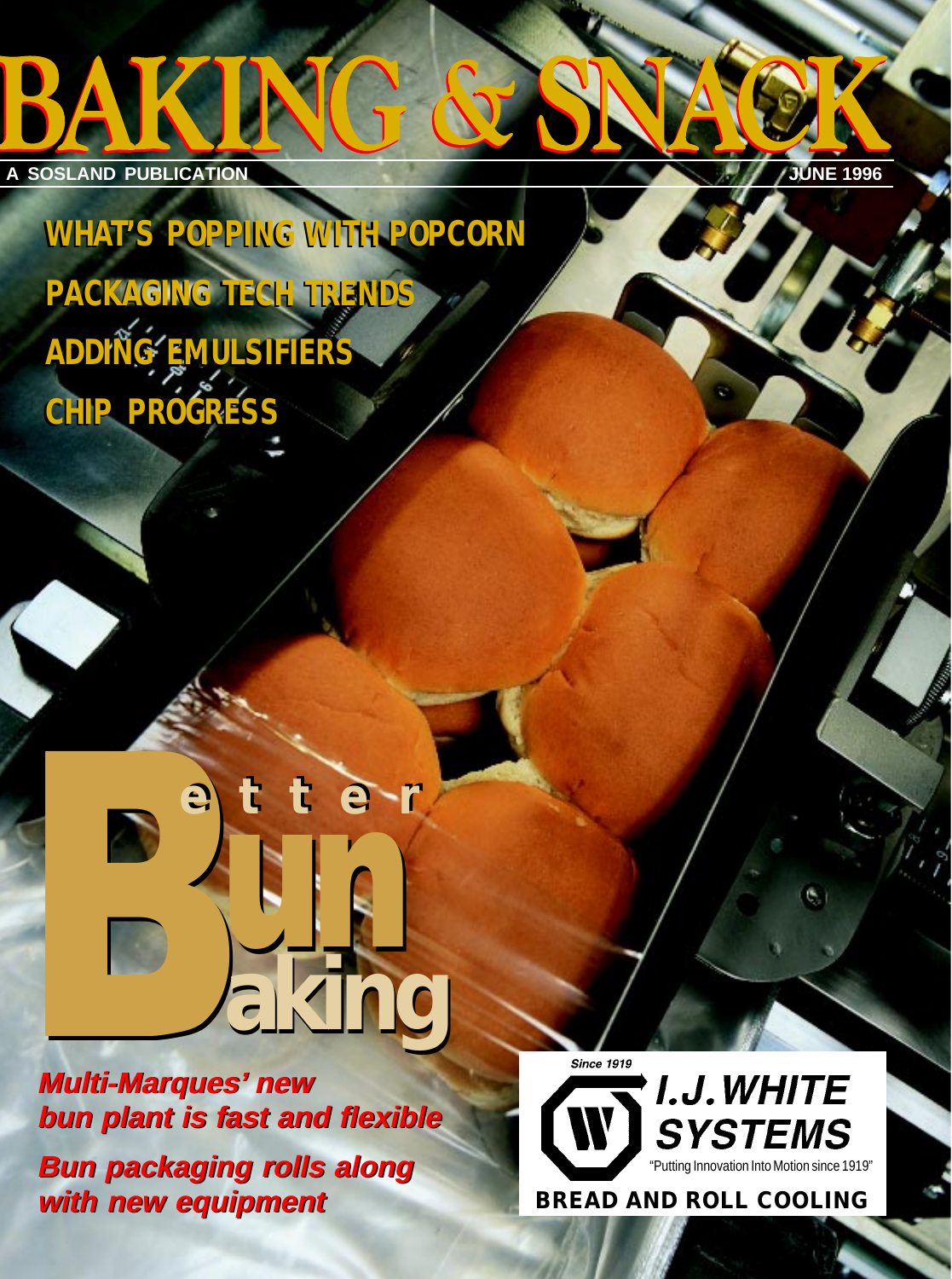# BAKING & SNACK

A SOSLAND PUBLICATION JUNE 1996

**WHAT'S POPPING WITH POPCORN**

**PACKAGING TECH TRENDS**

**ADDING EMULSIFIERS**

**CHIP PROGRESS**

# Better Bun Baking

***Multi-Marques' new bun plant is fast and flexible***

***Bun packaging rolls along with new equipment***

*Since 1919*

**I.J. WHITE SYSTEMS**

"Putting Innovation Into Motion since 1919"

**BREAD AND ROLL COOLING**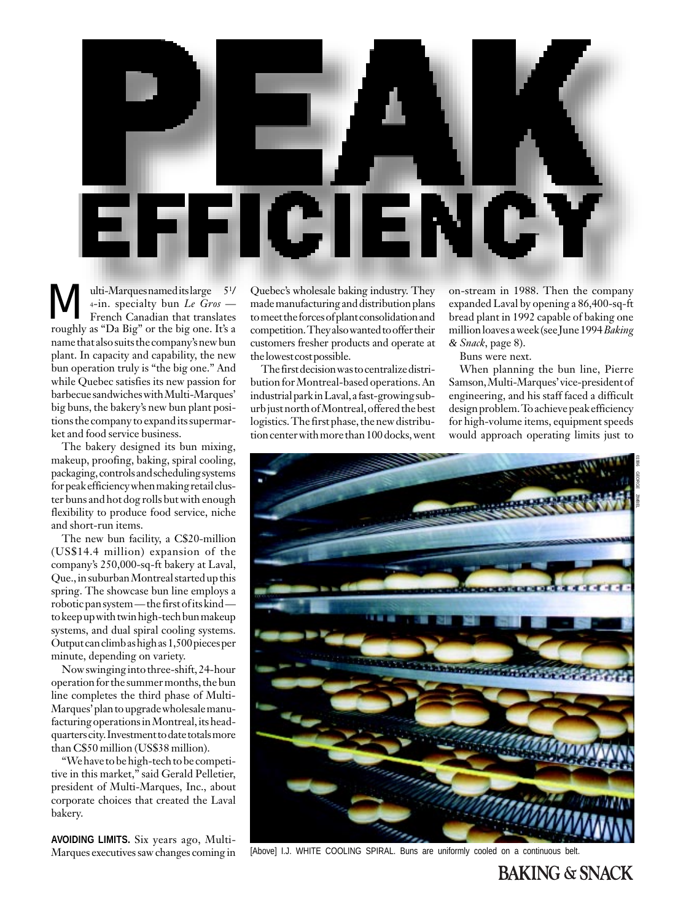# PEAK EFFICIENCY

Multi-Marques named its large 5$^{1}/_{4}$-in. specialty bun *Le Gros* — French Canadian that translates roughly as "Da Big" or the big one. It's a name that also suits the company's new bun plant. In capacity and capability, the new bun operation truly is "the big one." And while Quebec satisfies its new passion for barbecue sandwiches with Multi-Marques' big buns, the bakery's new bun plant positions the company to expand its supermarket and food service business.

The bakery designed its bun mixing, makeup, proofing, baking, spiral cooling, packaging, controls and scheduling systems for peak efficiency when making retail cluster buns and hot dog rolls but with enough flexibility to produce food service, niche and short-run items.

The new bun facility, a C$20-million (US$14.4 million) expansion of the company's 250,000-sq-ft bakery at Laval, Que., in suburban Montreal started up this spring. The showcase bun line employs a robotic pan system — the first of its kind — to keep up with twin high-tech bun makeup systems, and dual spiral cooling systems. Output can climb as high as 1,500 pieces per minute, depending on variety.

Now swinging into three-shift, 24-hour operation for the summer months, the bun line completes the third phase of Multi-Marques' plan to upgrade wholesale manufacturing operations in Montreal, its headquarters city. Investment to date totals more than C$50 million (US$38 million).

"We have to be high-tech to be competitive in this market," said Gerald Pelletier, president of Multi-Marques, Inc., about corporate choices that created the Laval bakery.

**AVOIDING LIMITS.** Six years ago, Multi-Marques executives saw changes coming in Quebec's wholesale baking industry. They made manufacturing and distribution plans to meet the forces of plant consolidation and competition. They also wanted to offer their customers fresher products and operate at the lowest cost possible.

The first decision was to centralize distribution for Montreal-based operations. An industrial park in Laval, a fast-growing suburb just north of Montreal, offered the best logistics. The first phase, the new distribution center with more than 100 docks, went on-stream in 1988. Then the company expanded Laval by opening a 86,400-sq-ft bread plant in 1992 capable of baking one million loaves a week (see June 1994 *Baking & Snack*, page 8).

Buns were next.

When planning the bun line, Pierre Samson, Multi-Marques' vice-president of engineering, and his staff faced a difficult design problem. To achieve peak efficiency for high-volume items, equipment speeds would approach operating limits just to

©1996 GEORGE ZIMBEL

[Above] I.J. WHITE COOLING SPIRAL. Buns are uniformly cooled on a continuous belt.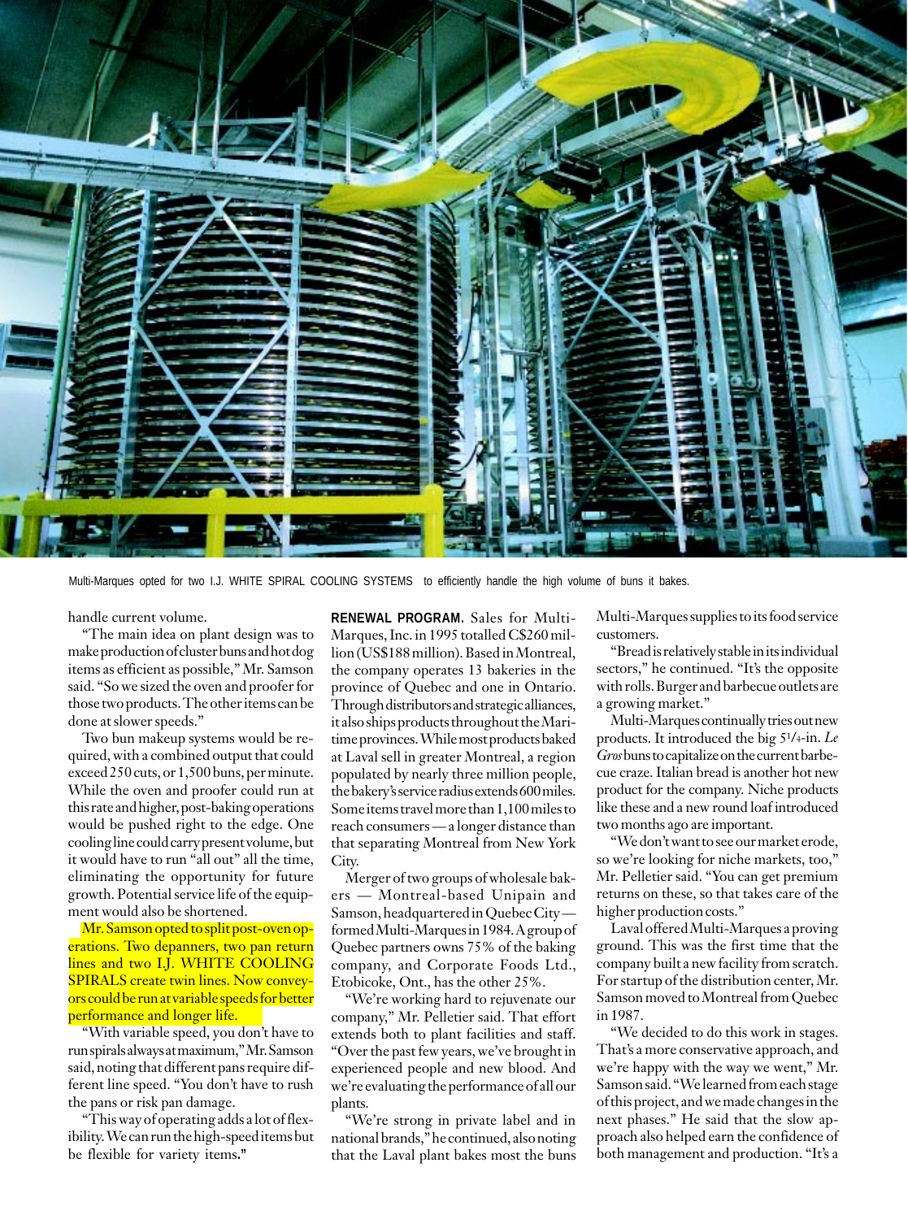Multi-Marques opted for two I.J. WHITE SPIRAL COOLING SYSTEMS to efficiently handle the high volume of buns it bakes.

handle current volume.

"The main idea on plant design was to make production of cluster buns and hot dog items as efficient as possible," Mr. Samson said. "So we sized the oven and proofer for those two products. The other items can be done at slower speeds."

Two bun makeup systems would be required, with a combined output that could exceed 250 cuts, or 1,500 buns, per minute. While the oven and proofer could run at this rate and higher, post-baking operations would be pushed right to the edge. One cooling line could carry present volume, but it would have to run "all out" all the time, eliminating the opportunity for future growth. Potential service life of the equipment would also be shortened.

Mr. Samson opted to split post-oven operations. Two depanners, two pan return lines and two I.J. WHITE COOLING SPIRALS create twin lines. Now conveyors could be run at variable speeds for better performance and longer life.

"With variable speed, you don't have to run spirals always at maximum," Mr. Samson said, noting that different pans require different line speed. "You don't have to rush the pans or risk pan damage.

"This way of operating adds a lot of flexibility. We can run the high-speed items but be flexible for variety items."

**RENEWAL PROGRAM.** Sales for Multi-Marques, Inc. in 1995 totalled C$260 million (US$188 million). Based in Montreal, the company operates 13 bakeries in the province of Quebec and one in Ontario. Through distributors and strategic alliances, it also ships products throughout the Maritime provinces. While most products baked at Laval sell in greater Montreal, a region populated by nearly three million people, the bakery's service radius extends 600 miles. Some items travel more than 1,100 miles to reach consumers — a longer distance than that separating Montreal from New York City.

Merger of two groups of wholesale bakers — Montreal-based Unipain and Samson, headquartered in Quebec City — formed Multi-Marques in 1984. A group of Quebec partners owns 75% of the baking company, and Corporate Foods Ltd., Etobicoke, Ont., has the other 25%.

"We're working hard to rejuvenate our company," Mr. Pelletier said. That effort extends both to plant facilities and staff. "Over the past few years, we've brought in experienced people and new blood. And we're evaluating the performance of all our plants.

"We're strong in private label and in national brands," he continued, also noting that the Laval plant bakes most the buns Multi-Marques supplies to its food service customers.

"Bread is relatively stable in its individual sectors," he continued. "It's the opposite with rolls. Burger and barbecue outlets are a growing market."

Multi-Marques continually tries out new products. It introduced the big 5¼-in. *Le Gros* buns to capitalize on the current barbecue craze. Italian bread is another hot new product for the company. Niche products like these and a new round loaf introduced two months ago are important.

"We don't want to see our market erode, so we're looking for niche markets, too," Mr. Pelletier said. "You can get premium returns on these, so that takes care of the higher production costs."

Laval offered Multi-Marques a proving ground. This was the first time that the company built a new facility from scratch. For startup of the distribution center, Mr. Samson moved to Montreal from Quebec in 1987.

"We decided to do this work in stages. That's a more conservative approach, and we're happy with the way we went," Mr. Samson said. "We learned from each stage of this project, and we made changes in the next phases." He said that the slow approach also helped earn the confidence of both management and production. "It's a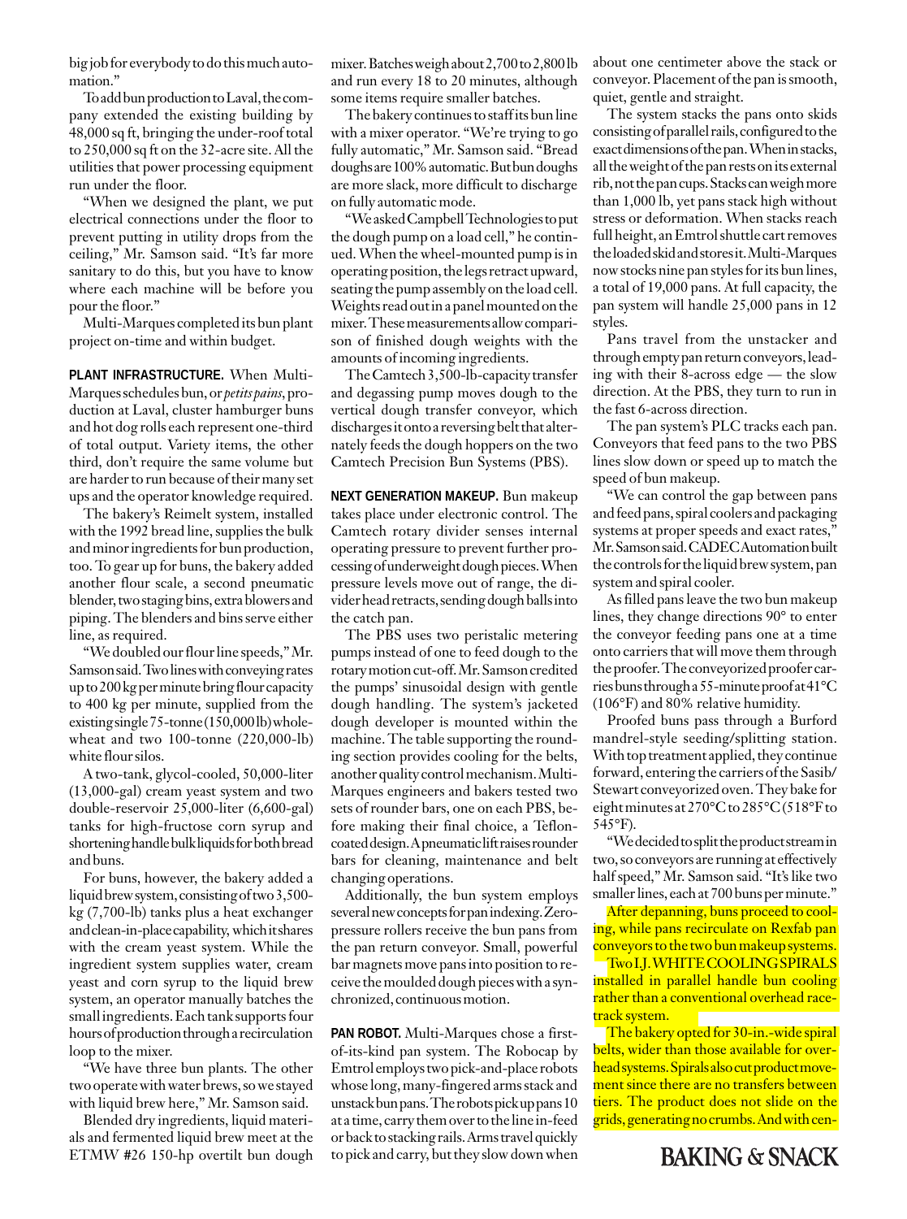big job for everybody to do this much automation."

To add bun production to Laval, the company extended the existing building by 48,000 sq ft, bringing the under-roof total to 250,000 sq ft on the 32-acre site. All the utilities that power processing equipment run under the floor.

"When we designed the plant, we put electrical connections under the floor to prevent putting in utility drops from the ceiling," Mr. Samson said. "It's far more sanitary to do this, but you have to know where each machine will be before you pour the floor."

Multi-Marques completed its bun plant project on-time and within budget.

**PLANT INFRASTRUCTURE.** When Multi-Marques schedules bun, or *petits pains*, production at Laval, cluster hamburger buns and hot dog rolls each represent one-third of total output. Variety items, the other third, don't require the same volume but are harder to run because of their many set ups and the operator knowledge required.

The bakery's Reimelt system, installed with the 1992 bread line, supplies the bulk and minor ingredients for bun production, too. To gear up for buns, the bakery added another flour scale, a second pneumatic blender, two staging bins, extra blowers and piping. The blenders and bins serve either line, as required.

"We doubled our flour line speeds," Mr. Samson said. Two lines with conveying rates up to 200 kg per minute bring flour capacity to 400 kg per minute, supplied from the existing single 75-tonne (150,000 lb) whole-wheat and two 100-tonne (220,000-lb) white flour silos.

A two-tank, glycol-cooled, 50,000-liter (13,000-gal) cream yeast system and two double-reservoir 25,000-liter (6,600-gal) tanks for high-fructose corn syrup and shortening handle bulk liquids for both bread and buns.

For buns, however, the bakery added a liquid brew system, consisting of two 3,500-kg (7,700-lb) tanks plus a heat exchanger and clean-in-place capability, which it shares with the cream yeast system. While the ingredient system supplies water, cream yeast and corn syrup to the liquid brew system, an operator manually batches the small ingredients. Each tank supports four hours of production through a recirculation loop to the mixer.

"We have three bun plants. The other two operate with water brews, so we stayed with liquid brew here," Mr. Samson said.

Blended dry ingredients, liquid materials and fermented liquid brew meet at the ETMW #26 150-hp overtilt bun dough mixer. Batches weigh about 2,700 to 2,800 lb and run every 18 to 20 minutes, although some items require smaller batches.

The bakery continues to staff its bun line with a mixer operator. "We're trying to go fully automatic," Mr. Samson said. "Bread doughs are 100% automatic. But bun doughs are more slack, more difficult to discharge on fully automatic mode.

"We asked Campbell Technologies to put the dough pump on a load cell," he continued. When the wheel-mounted pump is in operating position, the legs retract upward, seating the pump assembly on the load cell. Weights read out in a panel mounted on the mixer. These measurements allow comparison of finished dough weights with the amounts of incoming ingredients.

The Camtech 3,500-lb-capacity transfer and degassing pump moves dough to the vertical dough transfer conveyor, which discharges it onto a reversing belt that alternately feeds the dough hoppers on the two Camtech Precision Bun Systems (PBS).

**NEXT GENERATION MAKEUP.** Bun makeup takes place under electronic control. The Camtech rotary divider senses internal operating pressure to prevent further processing of underweight dough pieces. When pressure levels move out of range, the divider head retracts, sending dough balls into the catch pan.

The PBS uses two peristaltic metering pumps instead of one to feed dough to the rotary motion cut-off. Mr. Samson credited the pumps' sinusoidal design with gentle dough handling. The system's jacketed dough developer is mounted within the machine. The table supporting the rounding section provides cooling for the belts, another quality control mechanism. Multi-Marques engineers and bakers tested two sets of rounder bars, one on each PBS, before making their final choice, a Teflon-coated design. A pneumatic lift raises rounder bars for cleaning, maintenance and belt changing operations.

Additionally, the bun system employs several new concepts for pan indexing. Zero-pressure rollers receive the bun pans from the pan return conveyor. Small, powerful bar magnets move pans into position to receive the moulded dough pieces with a synchronized, continuous motion.

**PAN ROBOT.** Multi-Marques chose a first-of-its-kind pan system. The Robocap by Emtrol employs two pick-and-place robots whose long, many-fingered arms stack and unstack bun pans. The robots pick up pans 10 at a time, carry them over to the line in-feed or back to stacking rails. Arms travel quickly to pick and carry, but they slow down when about one centimeter above the stack or conveyor. Placement of the pan is smooth, quiet, gentle and straight.

The system stacks the pans onto skids consisting of parallel rails, configured to the exact dimensions of the pan. When in stacks, all the weight of the pan rests on its external rib, not the pan cups. Stacks can weigh more than 1,000 lb, yet pans stack high without stress or deformation. When stacks reach full height, an Emtrol shuttle cart removes the loaded skid and stores it. Multi-Marques now stocks nine pan styles for its bun lines, a total of 19,000 pans. At full capacity, the pan system will handle 25,000 pans in 12 styles.

Pans travel from the unstacker and through empty pan return conveyors, leading with their 8-across edge — the slow direction. At the PBS, they turn to run in the fast 6-across direction.

The pan system's PLC tracks each pan. Conveyors that feed pans to the two PBS lines slow down or speed up to match the speed of bun makeup.

"We can control the gap between pans and feed pans, spiral coolers and packaging systems at proper speeds and exact rates," Mr. Samson said. CADEC Automation built the controls for the liquid brew system, pan system and spiral cooler.

As filled pans leave the two bun makeup lines, they change directions 90° to enter the conveyor feeding pans one at a time onto carriers that will move them through the proofer. The conveyorized proofer carries buns through a 55-minute proof at 41°C (106°F) and 80% relative humidity.

Proofed buns pass through a Burford mandrel-style seeding/splitting station. With top treatment applied, they continue forward, entering the carriers of the Sasib/Stewart conveyorized oven. They bake for eight minutes at 270°C to 285°C (518°F to 545°F).

"We decided to split the product stream in two, so conveyors are running at effectively half speed," Mr. Samson said. "It's like two smaller lines, each at 700 buns per minute."

After depanning, buns proceed to cooling, while pans recirculate on Rexfab pan conveyors to the two bun makeup systems.

**TWO I.J. WHITE COOLING SPIRALS** installed in parallel handle bun cooling rather than a conventional overhead racetrack system.

The bakery opted for 30-in.-wide spiral belts, wider than those available for overhead systems. Spirals also cut product movement since there are no transfers between tiers. The product does not slide on the grids, generating no crumbs. And with cen-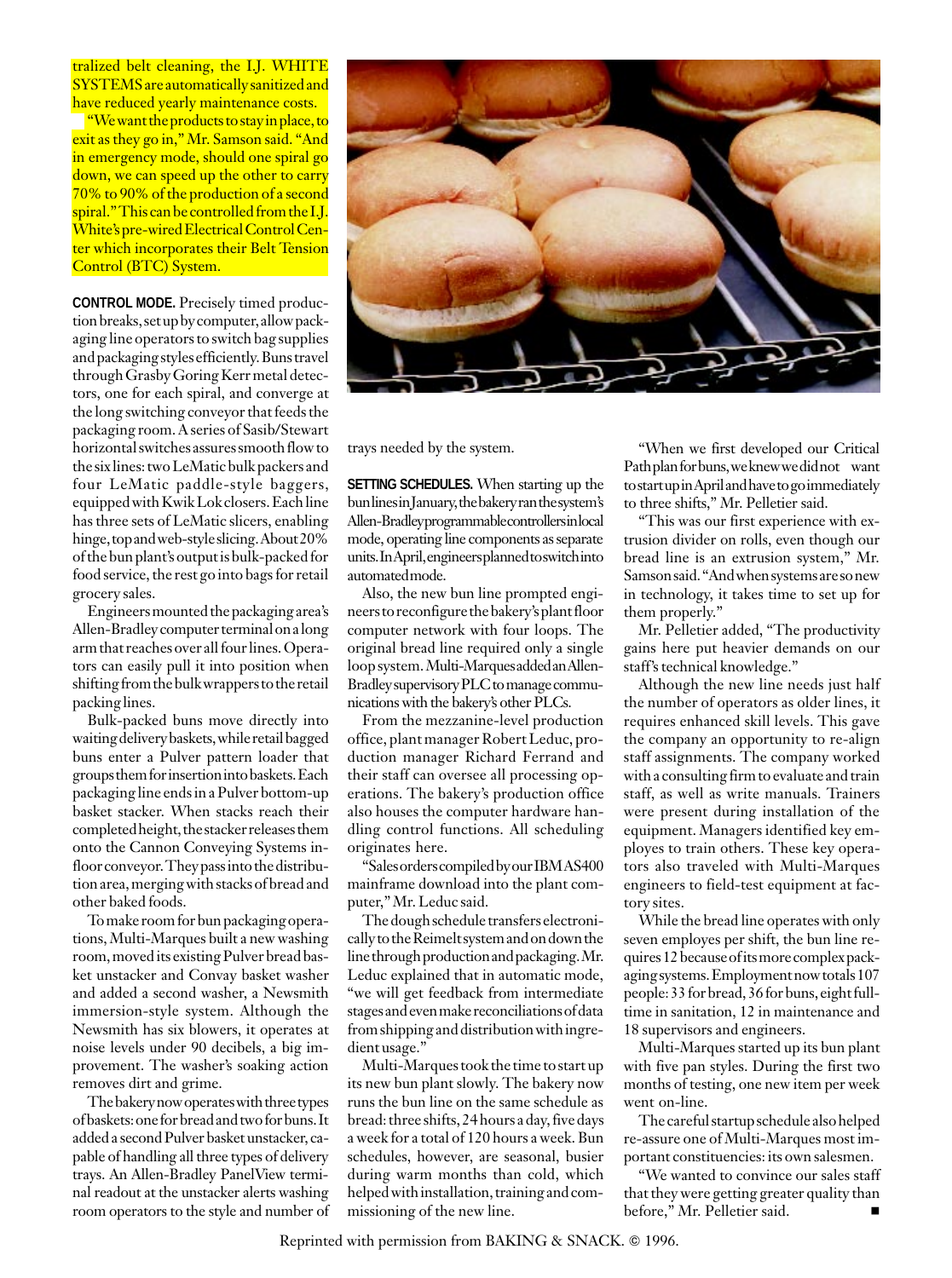tralized belt cleaning, the I.J. WHITE SYSTEMS are automatically sanitized and have reduced yearly maintenance costs.

"We want the products to stay in place, to exit as they go in," Mr. Samson said. "And in emergency mode, should one spiral go down, we can speed up the other to carry 70% to 90% of the production of a second spiral." This can be controlled from the I.J. White's pre-wired Electrical Control Center which incorporates their Belt Tension Control (BTC) System.

**CONTROL MODE.** Precisely timed production breaks, set up by computer, allow packaging line operators to switch bag supplies and packaging styles efficiently. Buns travel through Grasby Goring Kerr metal detectors, one for each spiral, and converge at the long switching conveyor that feeds the packaging room. A series of Sasib/Stewart horizontal switches assures smooth flow to the six lines: two LeMatic bulk packers and four LeMatic paddle-style baggers, equipped with Kwik Lok closers. Each line has three sets of LeMatic slicers, enabling hinge, top and web-style slicing. About 20% of the bun plant's output is bulk-packed for food service, the rest go into bags for retail grocery sales.

Engineers mounted the packaging area's Allen-Bradley computer terminal on a long arm that reaches over all four lines. Operators can easily pull it into position when shifting from the bulk wrappers to the retail packing lines.

Bulk-packed buns move directly into waiting delivery baskets, while retail bagged buns enter a Pulver pattern loader that groups them for insertion into baskets. Each packaging line ends in a Pulver bottom-up basket stacker. When stacks reach their completed height, the stacker releases them onto the Cannon Conveying Systems in-floor conveyor. They pass into the distribution area, merging with stacks of bread and other baked foods.

To make room for bun packaging operations, Multi-Marques built a new washing room, moved its existing Pulver bread basket unstacker and Convay basket washer and added a second washer, a Newsmith immersion-style system. Although the Newsmith has six blowers, it operates at noise levels under 90 decibels, a big improvement. The washer's soaking action removes dirt and grime.

The bakery now operates with three types of baskets: one for bread and two for buns. It added a second Pulver basket unstacker, capable of handling all three types of delivery trays. An Allen-Bradley PanelView terminal readout at the unstacker alerts washing room operators to the style and number of trays needed by the system.

**SETTING SCHEDULES.** When starting up the bun lines in January, the bakery ran the system's Allen-Bradley programmable controllers in local mode, operating line components as separate units. In April, engineers planned to switch into automated mode.

Also, the new bun line prompted engineers to reconfigure the bakery's plant floor computer network with four loops. The original bread line required only a single loop system. Multi-Marques added an Allen-Bradley supervisory PLC to manage communications with the bakery's other PLCs.

From the mezzanine-level production office, plant manager Robert Leduc, production manager Richard Ferrand and their staff can oversee all processing operations. The bakery's production office also houses the computer hardware handling control functions. All scheduling originates here.

"Sales orders compiled by our IBM AS400 mainframe download into the plant computer," Mr. Leduc said.

The dough schedule transfers electronically to the Reimelt system and on down the line through production and packaging. Mr. Leduc explained that in automatic mode, "we will get feedback from intermediate stages and even make reconciliations of data from shipping and distribution with ingredient usage."

Multi-Marques took the time to start up its new bun plant slowly. The bakery now runs the bun line on the same schedule as bread: three shifts, 24 hours a day, five days a week for a total of 120 hours a week. Bun schedules, however, are seasonal, busier during warm months than cold, which helped with installation, training and commissioning of the new line.

"When we first developed our Critical Path plan for buns, we knew we did not want to start up in April and have to go immediately to three shifts," Mr. Pelletier said.

"This was our first experience with extrusion divider on rolls, even though our bread line is an extrusion system," Mr. Samson said. "And when systems are so new in technology, it takes time to set up for them properly."

Mr. Pelletier added, "The productivity gains here put heavier demands on our staff's technical knowledge."

Although the new line needs just half the number of operators as older lines, it requires enhanced skill levels. This gave the company an opportunity to re-align staff assignments. The company worked with a consulting firm to evaluate and train staff, as well as write manuals. Trainers were present during installation of the equipment. Managers identified key employes to train others. These key operators also traveled with Multi-Marques engineers to field-test equipment at factory sites.

While the bread line operates with only seven employes per shift, the bun line requires 12 because of its more complex packaging systems. Employment now totals 107 people: 33 for bread, 36 for buns, eight full-time in sanitation, 12 in maintenance and 18 supervisors and engineers.

Multi-Marques started up its bun plant with five pan styles. During the first two months of testing, one new item per week went on-line.

The careful startup schedule also helped re-assure one of Multi-Marques most important constituencies: its own salesmen.

"We wanted to convince our sales staff that they were getting greater quality than before," Mr. Pelletier said. ■

Reprinted with permission from BAKING & SNACK. © 1996.